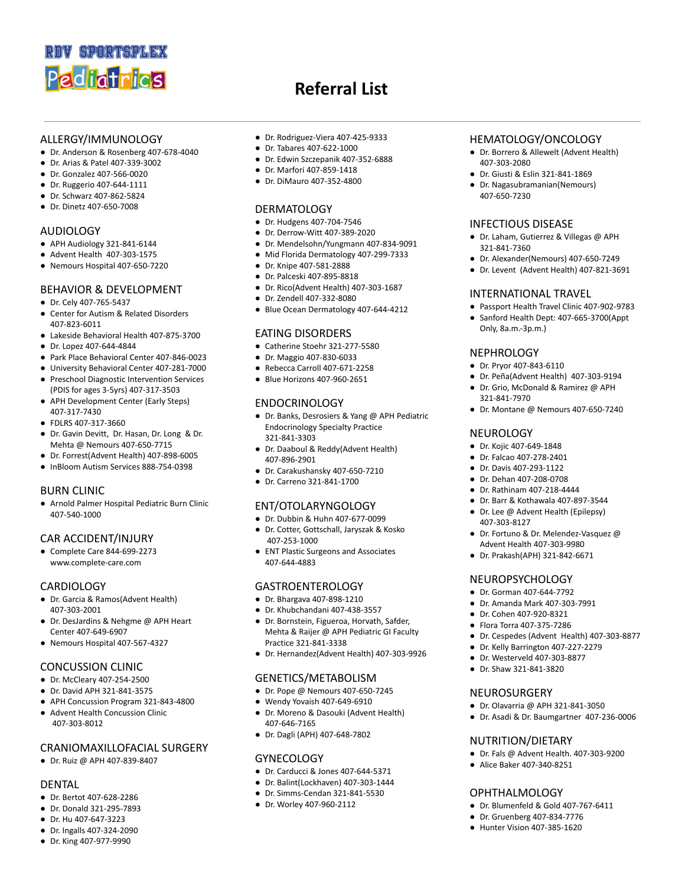RDV SPORTSPLEX Pediatrics

# Referral List

## ALLERGY/IMMUNOLOGY

- Dr. Anderson & Rosenberg 407-678-4040
- Dr. Arias & Patel 407-339-3002
- Dr. Gonzalez 407-566-0020
- Dr. Ruggerio 407-644-1111
- Dr. Schwarz 407-862-5824
- Dr. Dinetz 407-650-7008

## AUDIOLOGY

- APH Audiology 321-841-6144
- Advent Health 407-303-1575
- Nemours Hospital 407-650-7220

## BEHAVIOR & DEVELOPMENT

- Dr. Cely 407-765-5437
- Center for Autism & Related Disorders 407-823-6011
- Lakeside Behavioral Health 407-875-3700
- Dr. Lopez 407-644-4844
- Park Place Behavioral Center 407-846-0023
- University Behavioral Center 407-281-7000
- Preschool Diagnostic Intervention Services (PDIS for ages 3-5yrs) 407-317-3503
- APH Development Center (Early Steps) 407-317-7430
- FDLRS 407-317-3660
- Dr. Gavin Devitt, Dr. Hasan, Dr. Long & Dr. Mehta @ Nemours 407-650-7715
- Dr. Forrest(Advent Health) 407-898-6005
- InBloom Autism Services 888-754-0398

## BURN CLINIC

- Arnold Palmer Hospital Pediatric Burn Clinic 407-540-1000

## CAR ACCIDENT/INJURY

- Complete Care 844-699-2273 www.complete-care.com

## CARDIOLOGY

- Dr. Garcia & Ramos(Advent Health) 407-303-2001
- Dr. DesJardins & Nehgme @ APH Heart Center 407-649-6907
- Nemours Hospital 407-567-4327

## CONCUSSION CLINIC

- Dr. McCleary 407-254-2500
- Dr. David APH 321-841-3575
- APH Concussion Program 321-843-4800
- Advent Health Concussion Clinic 407-303-8012

## CRANIOMAXILLOFACIAL SURGERY

- Dr. Ruiz @ APH 407-839-8407

## DENTAL

- Dr. Bertot 407-628-2286
- Dr. Donald 321-295-7893
- Dr. Hu 407-647-3223
- Dr. Ingalls 407-324-2090
- Dr. King 407-977-9990
- Dr. Rodriguez-Viera 407-425-9333
- Dr. Tabares 407-622-1000
- Dr. Edwin Szczepanik 407-352-6888
- Dr. Marfori 407-859-1418
- Dr. DiMauro 407-352-4800

## DERMATOLOGY

- Dr. Hudgens 407-704-7546
- Dr. Derrow-Witt 407-389-2020
- Dr. Mendelsohn/Yungmann 407-834-9091
- Mid Florida Dermatology 407-299-7333
- Dr. Knipe 407-581-2888
- Dr. Palceski 407-895-8818
- Dr. Rico(Advent Health) 407-303-1687
- Dr. Zendell 407-332-8080
- Blue Ocean Dermatology 407-644-4212

## EATING DISORDERS

- Catherine Stoehr 321-277-5580
- Dr. Maggio 407-830-6033
- Rebecca Carroll 407-671-2258
- Blue Horizons 407-960-2651

## ENDOCRINOLOGY

- Dr. Banks, Desrosiers & Yang @ APH Pediatric Endocrinology Specialty Practice 321-841-3303
- Dr. Daaboul & Reddy(Advent Health) 407-896-2901
- Dr. Carakushansky 407-650-7210
- Dr. Carreno 321-841-1700

## ENT/OTOLARYNGOLOGY

- Dr. Dubbin & Huhn 407-677-0099
- Dr. Cotter, Gottschall, Jaryszak & Kosko 407-253-1000
- ENT Plastic Surgeons and Associates 407-644-4883

## GASTROENTEROLOGY

- Dr. Bhargava 407-898-1210
- Dr. Khubchandani 407-438-3557
- Dr. Bornstein, Figueroa, Horvath, Safder, Mehta & Raijer @ APH Pediatric GI Faculty Practice 321-841-3338
- Dr. Hernandez(Advent Health) 407-303-9926

## GENETICS/METABOLISM

- Dr. Pope @ Nemours 407-650-7245
- Wendy Yovaish 407-649-6910
- Dr. Moreno & Dasouki (Advent Health) 407-646-7165
- Dr. Dagli (APH) 407-648-7802

## GYNECOLOGY

- Dr. Carducci & Jones 407-644-5371
- Dr. Balint(Lockhaven) 407-303-1444
- Dr. Simms-Cendan 321-841-5530
- Dr. Worley 407-960-2112

## HEMATOLOGY/ONCOLOGY

- Dr. Borrero & Allewelt (Advent Health) 407-303-2080
- Dr. Giusti & Eslin 321-841-1869
- Dr. Nagasubramanian(Nemours) 407-650-7230

## INFECTIOUS DISEASE

- Dr. Laham, Gutierrez & Villegas @ APH 321-841-7360
- Dr. Alexander(Nemours) 407-650-7249
- Dr. Levent (Advent Health) 407-821-3691

## INTERNATIONAL TRAVEL

- Passport Health Travel Clinic 407-902-9783
- Sanford Health Dept: 407-665-3700(Appt Only, 8a.m.-3p.m.)

## NEPHROLOGY

- Dr. Pryor 407-843-6110
- Dr. Peña(Advent Health) 407-303-9194
- Dr. Grio, McDonald & Ramirez @ APH 321-841-7970
- Dr. Montane @ Nemours 407-650-7240

## NEUROLOGY

- Dr. Kojic 407-649-1848
- Dr. Falcao 407-278-2401
- Dr. Davis 407-293-1122
- Dr. Dehan 407-208-0708
- Dr. Rathinam 407-218-4444
- Dr. Barr & Kothawala 407-897-3544
- Dr. Lee @ Advent Health (Epilepsy) 407-303-8127
- Dr. Fortuno & Dr. Melendez-Vasquez @ Advent Health 407-303-9980
- Dr. Prakash(APH) 321-842-6671

## NEUROPSYCHOLOGY

- Dr. Gorman 407-644-7792
- Dr. Amanda Mark 407-303-7991
- Dr. Cohen 407-920-8321
- Flora Torra 407-375-7286
- Dr. Cespedes (Advent Health) 407-303-8877
- Dr. Kelly Barrington 407-227-2279
- Dr. Westerveld 407-303-8877
- Dr. Shaw 321-841-3820

## NEUROSURGERY

- Dr. Olavarria @ APH 321-841-3050
- Dr. Asadi & Dr. Baumgartner 407-236-0006

## NUTRITION/DIETARY

- Dr. Fals @ Advent Health. 407-303-9200
- Alice Baker 407-340-8251

## OPHTHALMOLOGY

- Dr. Blumenfeld & Gold 407-767-6411
- Dr. Gruenberg 407-834-7776
- Hunter Vision 407-385-1620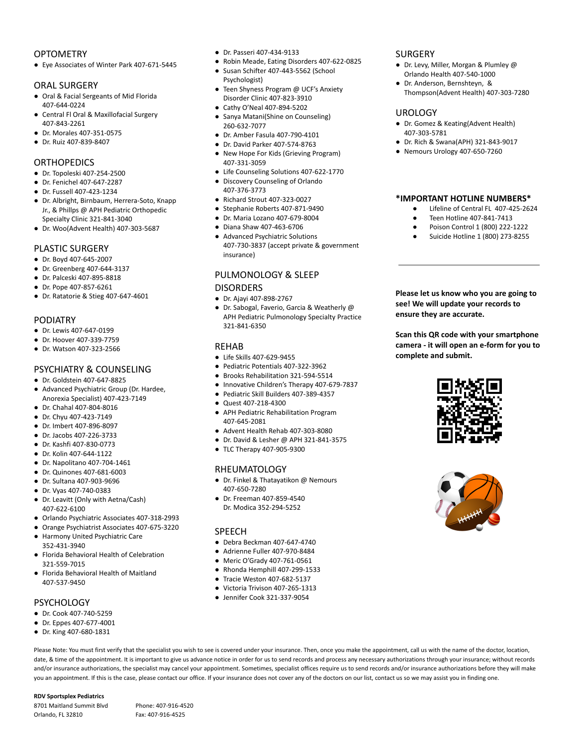## OPTOMETRY

- Eye Associates of Winter Park 407-671-5445

## ORAL SURGERY

- Oral & Facial Sergeants of Mid Florida 407-644-0224
- Central Fl Oral & Maxillofacial Surgery 407-843-2261
- Dr. Morales 407-351-0575
- Dr. Ruiz 407-839-8407

## ORTHOPEDICS

- Dr. Topoleski 407-254-2500
- Dr. Fenichel 407-647-2287
- Dr. Fussell 407-423-1234
- Dr. Albright, Birnbaum, Herrera-Soto, Knapp Jr., & Phillps @ APH Pediatric Orthopedic Specialty Clinic 321-841-3040
- Dr. Woo(Advent Health) 407-303-5687

## PLASTIC SURGERY

- Dr. Boyd 407-645-2007
- Dr. Greenberg 407-644-3137
- Dr. Palceski 407-895-8818
- Dr. Pope 407-857-6261
- Dr. Ratatorie & Stieg 407-647-4601

## PODIATRY

- Dr. Lewis 407-647-0199
- Dr. Hoover 407-339-7759
- Dr. Watson 407-323-2566

## PSYCHIATRY & COUNSELING

- Dr. Goldstein 407-647-8825
- Advanced Psychiatric Group (Dr. Hardee, Anorexia Specialist) 407-423-7149
- Dr. Chahal 407-804-8016
- Dr. Chyu 407-423-7149
- Dr. Imbert 407-896-8097
- Dr. Jacobs 407-226-3733
- Dr. Kashfi 407-830-0773
- Dr. Kolin 407-644-1122
- Dr. Napolitano 407-704-1461
- Dr. Quinones 407-681-6003
- Dr. Sultana 407-903-9696
- Dr. Vyas 407-740-0383
- Dr. Leavitt (Only with Aetna/Cash) 407-622-6100
- Orlando Psychiatric Associates 407-318-2993
- Orange Psychiatrist Associates 407-675-3220
- Harmony United Psychiatric Care 352-431-3940
- Florida Behavioral Health of Celebration 321-559-7015
- Florida Behavioral Health of Maitland 407-537-9450
- Dr. Passeri 407-434-9133
- Robin Meade, Eating Disorders 407-622-0825
- Susan Schifter 407-443-5562 (School Psychologist)
- Teen Shyness Program @ UCF's Anxiety Disorder Clinic 407-823-3910
- Cathy O'Neal 407-894-5202
- Sanya Matani(Shine on Counseling) 260-632-7077
- Dr. Amber Fasula 407-790-4101
- Dr. David Parker 407-574-8763
- New Hope For Kids (Grieving Program) 407-331-3059
- Life Counseling Solutions 407-622-1770
- Discovery Counseling of Orlando 407-376-3773
- Richard Strout 407-323-0027
- Stephanie Roberts 407-871-9490
- Dr. Maria Lozano 407-679-8004
- Diana Shaw 407-463-6706
- Advanced Psychiatric Solutions 407-730-3837 (accept private & government insurance)

## PSYCHOLOGY

- Dr. Cook 407-740-5259
- Dr. Eppes 407-677-4001
- Dr. King 407-680-1831

## PULMONOLOGY & SLEEP DISORDERS

- Dr. Ajayi 407-898-2767
- Dr. Sabogal, Faverio, Garcia & Weatherly @ APH Pediatric Pulmonology Specialty Practice 321-841-6350

## REHAB

- Life Skills 407-629-9455
- Pediatric Potentials 407-322-3962
- Brooks Rehabilitation 321-594-5514
- Innovative Children's Therapy 407-679-7837
- Pediatric Skill Builders 407-389-4357
- Quest 407-218-4300
- APH Pediatric Rehabilitation Program 407-645-2081
- Advent Health Rehab 407-303-8080
- Dr. David & Lesher @ APH 321-841-3575
- TLC Therapy 407-905-9300

## RHEUMATOLOGY

- Dr. Finkel & Thatayatikon @ Nemours 407-650-7280
- Dr. Freeman 407-859-4540
  Dr. Modica 352-294-5252

## SPEECH

- Debra Beckman 407-647-4740
- Adrienne Fuller 407-970-8484
- Meric O'Grady 407-761-0561
- Rhonda Hemphill 407-299-1533
- Tracie Weston 407-682-5137
- Victoria Trivison 407-265-1313
- Jennifer Cook 321-337-9054

## SURGERY

- Dr. Levy, Miller, Morgan & Plumley @ Orlando Health 407-540-1000
- Dr. Anderson, Bernshteyn, & Thompson(Advent Health) 407-303-7280

## UROLOGY

- Dr. Gomez & Keating(Advent Health) 407-303-5781
- Dr. Rich & Swana(APH) 321-843-9017
- Nemours Urology 407-650-7260

## *IMPORTANT HOTLINE NUMBERS*

- Lifeline of Central FL 407-425-2624
- Teen Hotline 407-841-7413
- Poison Control 1 (800) 222-1222
- Suicide Hotline 1 (800) 273-8255

---

**Please let us know who you are going to see! We will update your records to ensure they are accurate.**

**Scan this QR code with your smartphone camera - it will open an e-form for you to complete and submit.**

Please Note: You must first verify that the specialist you wish to see is covered under your insurance. Then, once you make the appointment, call us with the name of the doctor, location, date, & time of the appointment. It is important to give us advance notice in order for us to send records and process any necessary authorizations through your insurance; without records and/or insurance authorizations, the specialist may cancel your appointment. Sometimes, specialist offices require us to send records and/or insurance authorizations before they will make you an appointment. If this is the case, please contact our office. If your insurance does not cover any of the doctors on our list, contact us so we may assist you in finding one.

**RDV Sportsplex Pediatrics**
8701 Maitland Summit Blvd
Orlando, FL 32810

Phone: 407-916-4520
Fax: 407-916-4525